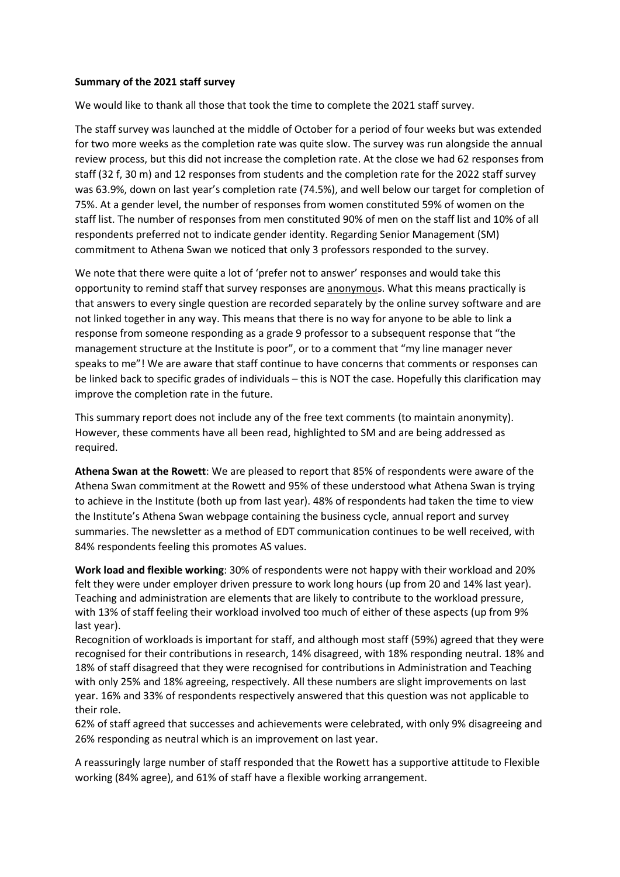**Summary of the 2021 staff survey**

We would like to thank all those that took the time to complete the 2021 staff survey.

The staff survey was launched at the middle of October for a period of four weeks but was extended for two more weeks as the completion rate was quite slow. The survey was run alongside the annual review process, but this did not increase the completion rate. At the close we had 62 responses from staff (32 f, 30 m) and 12 responses from students and the completion rate for the 2022 staff survey was 63.9%, down on last year's completion rate (74.5%), and well below our target for completion of 75%. At a gender level, the number of responses from women constituted 59% of women on the staff list. The number of responses from men constituted 90% of men on the staff list and 10% of all respondents preferred not to indicate gender identity. Regarding Senior Management (SM) commitment to Athena Swan we noticed that only 3 professors responded to the survey.

We note that there were quite a lot of 'prefer not to answer' responses and would take this opportunity to remind staff that survey responses are <u>anonymou</u>s. What this means practically is that answers to every single question are recorded separately by the online survey software and are not linked together in any way. This means that there is no way for anyone to be able to link a response from someone responding as a grade 9 professor to a subsequent response that "the management structure at the Institute is poor", or to a comment that "my line manager never speaks to me"! We are aware that staff continue to have concerns that comments or responses can be linked back to specific grades of individuals – this is NOT the case. Hopefully this clarification may improve the completion rate in the future.

This summary report does not include any of the free text comments (to maintain anonymity). However, these comments have all been read, highlighted to SM and are being addressed as required.

**Athena Swan at the Rowett**: We are pleased to report that 85% of respondents were aware of the Athena Swan commitment at the Rowett and 95% of these understood what Athena Swan is trying to achieve in the Institute (both up from last year). 48% of respondents had taken the time to view the Institute's Athena Swan webpage containing the business cycle, annual report and survey summaries. The newsletter as a method of EDT communication continues to be well received, with 84% respondents feeling this promotes AS values.

**Work load and flexible working**: 30% of respondents were not happy with their workload and 20% felt they were under employer driven pressure to work long hours (up from 20 and 14% last year). Teaching and administration are elements that are likely to contribute to the workload pressure, with 13% of staff feeling their workload involved too much of either of these aspects (up from 9% last year).

Recognition of workloads is important for staff, and although most staff (59%) agreed that they were recognised for their contributions in research, 14% disagreed, with 18% responding neutral. 18% and 18% of staff disagreed that they were recognised for contributions in Administration and Teaching with only 25% and 18% agreeing, respectively. All these numbers are slight improvements on last year. 16% and 33% of respondents respectively answered that this question was not applicable to their role.

62% of staff agreed that successes and achievements were celebrated, with only 9% disagreeing and 26% responding as neutral which is an improvement on last year.

A reassuringly large number of staff responded that the Rowett has a supportive attitude to Flexible working (84% agree), and 61% of staff have a flexible working arrangement.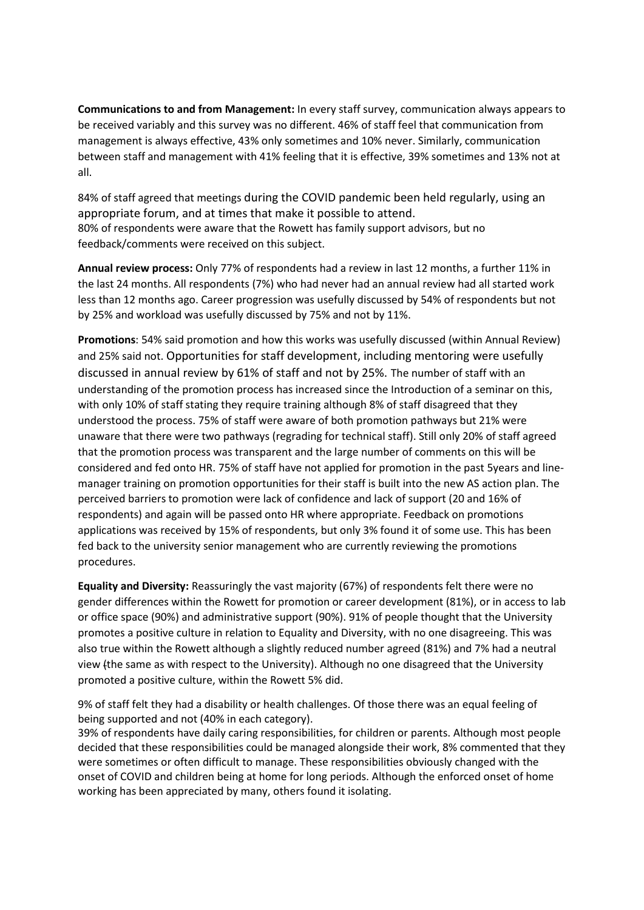**Communications to and from Management:** In every staff survey, communication always appears to be received variably and this survey was no different. 46% of staff feel that communication from management is always effective, 43% only sometimes and 10% never. Similarly, communication between staff and management with 41% feeling that it is effective, 39% sometimes and 13% not at all.

84% of staff agreed that meetings during the COVID pandemic been held regularly, using an appropriate forum, and at times that make it possible to attend.
80% of respondents were aware that the Rowett has family support advisors, but no feedback/comments were received on this subject.

**Annual review process:** Only 77% of respondents had a review in last 12 months, a further 11% in the last 24 months. All respondents (7%) who had never had an annual review had all started work less than 12 months ago. Career progression was usefully discussed by 54% of respondents but not by 25% and workload was usefully discussed by 75% and not by 11%.

**Promotions**: 54% said promotion and how this works was usefully discussed (within Annual Review) and 25% said not. Opportunities for staff development, including mentoring were usefully discussed in annual review by 61% of staff and not by 25%. The number of staff with an understanding of the promotion process has increased since the Introduction of a seminar on this, with only 10% of staff stating they require training although 8% of staff disagreed that they understood the process. 75% of staff were aware of both promotion pathways but 21% were unaware that there were two pathways (regrading for technical staff). Still only 20% of staff agreed that the promotion process was transparent and the large number of comments on this will be considered and fed onto HR. 75% of staff have not applied for promotion in the past 5years and line-manager training on promotion opportunities for their staff is built into the new AS action plan. The perceived barriers to promotion were lack of confidence and lack of support (20 and 16% of respondents) and again will be passed onto HR where appropriate. Feedback on promotions applications was received by 15% of respondents, but only 3% found it of some use. This has been fed back to the university senior management who are currently reviewing the promotions procedures.

**Equality and Diversity:** Reassuringly the vast majority (67%) of respondents felt there were no gender differences within the Rowett for promotion or career development (81%), or in access to lab or office space (90%) and administrative support (90%). 91% of people thought that the University promotes a positive culture in relation to Equality and Diversity, with no one disagreeing. This was also true within the Rowett although a slightly reduced number agreed (81%) and 7% had a neutral view (the same as with respect to the University). Although no one disagreed that the University promoted a positive culture, within the Rowett 5% did.

9% of staff felt they had a disability or health challenges. Of those there was an equal feeling of being supported and not (40% in each category).
39% of respondents have daily caring responsibilities, for children or parents. Although most people decided that these responsibilities could be managed alongside their work, 8% commented that they were sometimes or often difficult to manage. These responsibilities obviously changed with the onset of COVID and children being at home for long periods. Although the enforced onset of home working has been appreciated by many, others found it isolating.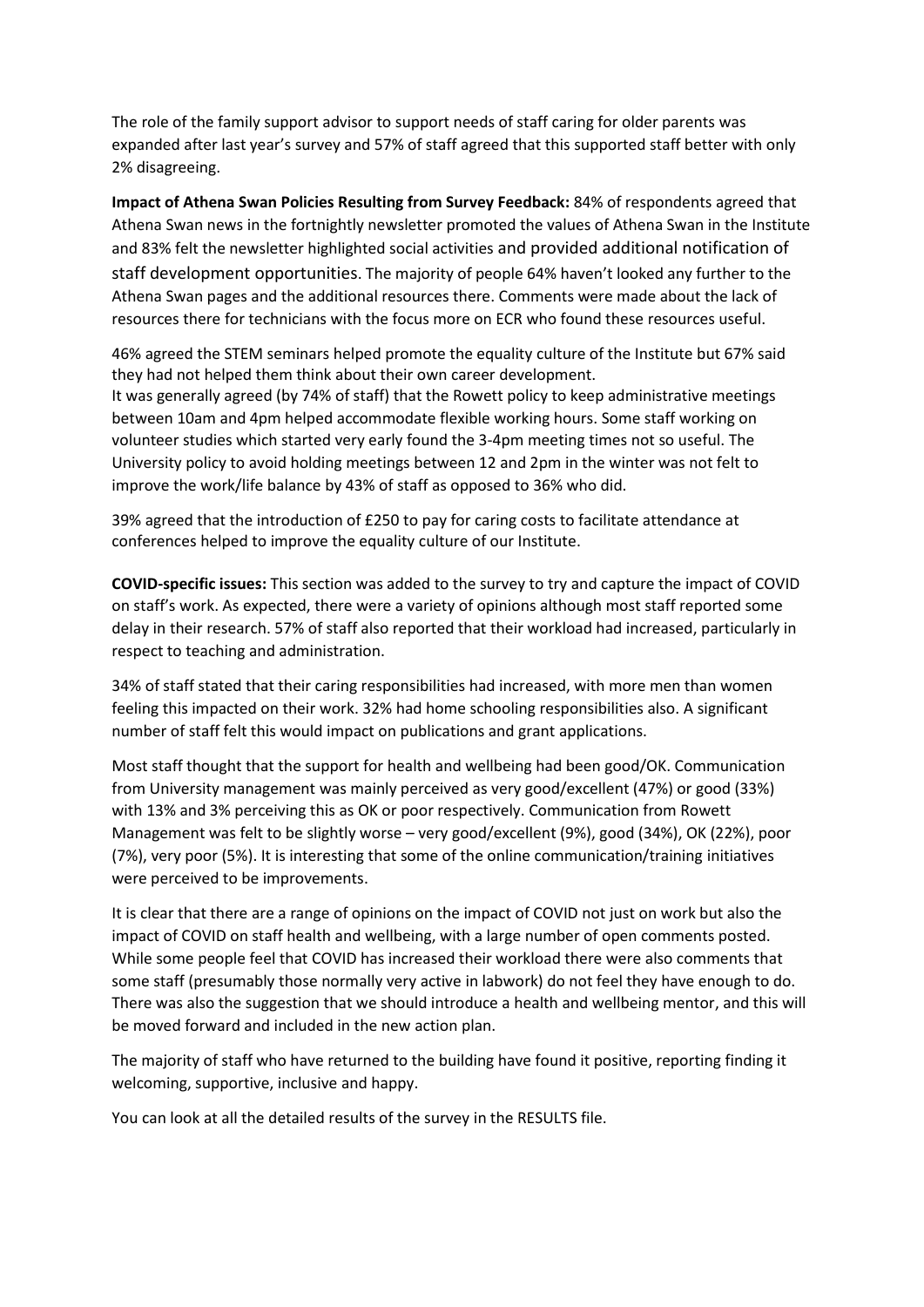The role of the family support advisor to support needs of staff caring for older parents was expanded after last year's survey and 57% of staff agreed that this supported staff better with only 2% disagreeing.

**Impact of Athena Swan Policies Resulting from Survey Feedback:** 84% of respondents agreed that Athena Swan news in the fortnightly newsletter promoted the values of Athena Swan in the Institute and 83% felt the newsletter highlighted social activities and provided additional notification of staff development opportunities. The majority of people 64% haven't looked any further to the Athena Swan pages and the additional resources there. Comments were made about the lack of resources there for technicians with the focus more on ECR who found these resources useful.

46% agreed the STEM seminars helped promote the equality culture of the Institute but 67% said they had not helped them think about their own career development.
It was generally agreed (by 74% of staff) that the Rowett policy to keep administrative meetings between 10am and 4pm helped accommodate flexible working hours. Some staff working on volunteer studies which started very early found the 3-4pm meeting times not so useful. The University policy to avoid holding meetings between 12 and 2pm in the winter was not felt to improve the work/life balance by 43% of staff as opposed to 36% who did.

39% agreed that the introduction of £250 to pay for caring costs to facilitate attendance at conferences helped to improve the equality culture of our Institute.

**COVID-specific issues:** This section was added to the survey to try and capture the impact of COVID on staff's work. As expected, there were a variety of opinions although most staff reported some delay in their research. 57% of staff also reported that their workload had increased, particularly in respect to teaching and administration.

34% of staff stated that their caring responsibilities had increased, with more men than women feeling this impacted on their work. 32% had home schooling responsibilities also. A significant number of staff felt this would impact on publications and grant applications.

Most staff thought that the support for health and wellbeing had been good/OK. Communication from University management was mainly perceived as very good/excellent (47%) or good (33%) with 13% and 3% perceiving this as OK or poor respectively. Communication from Rowett Management was felt to be slightly worse – very good/excellent (9%), good (34%), OK (22%), poor (7%), very poor (5%). It is interesting that some of the online communication/training initiatives were perceived to be improvements.

It is clear that there are a range of opinions on the impact of COVID not just on work but also the impact of COVID on staff health and wellbeing, with a large number of open comments posted. While some people feel that COVID has increased their workload there were also comments that some staff (presumably those normally very active in labwork) do not feel they have enough to do. There was also the suggestion that we should introduce a health and wellbeing mentor, and this will be moved forward and included in the new action plan.

The majority of staff who have returned to the building have found it positive, reporting finding it welcoming, supportive, inclusive and happy.

You can look at all the detailed results of the survey in the RESULTS file.